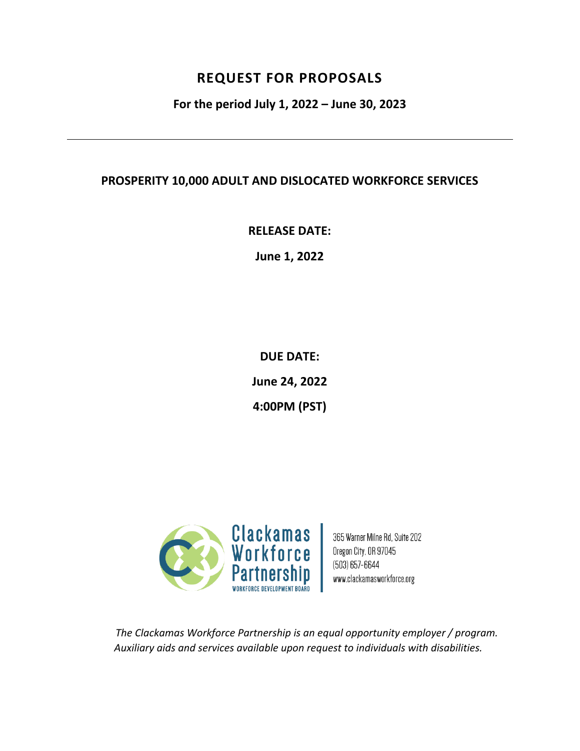# REQUEST FOR PROPOSALS

**For the period July 1, 2022 – June 30, 2023**

---

## PROSPERITY 10,000 ADULT AND DISLOCATED WORKFORCE SERVICES

**RELEASE DATE:**

**June 1, 2022**

**DUE DATE:**

**June 24, 2022**

**4:00PM (PST)**

Clackamas Workforce Partnership
WORKFORCE DEVELOPMENT BOARD

365 Warner Milne Rd, Suite 202
Oregon City, OR 97045
(503) 657-6644
www.clackamasworkforce.org

*The Clackamas Workforce Partnership is an equal opportunity employer / program. Auxiliary aids and services available upon request to individuals with disabilities.*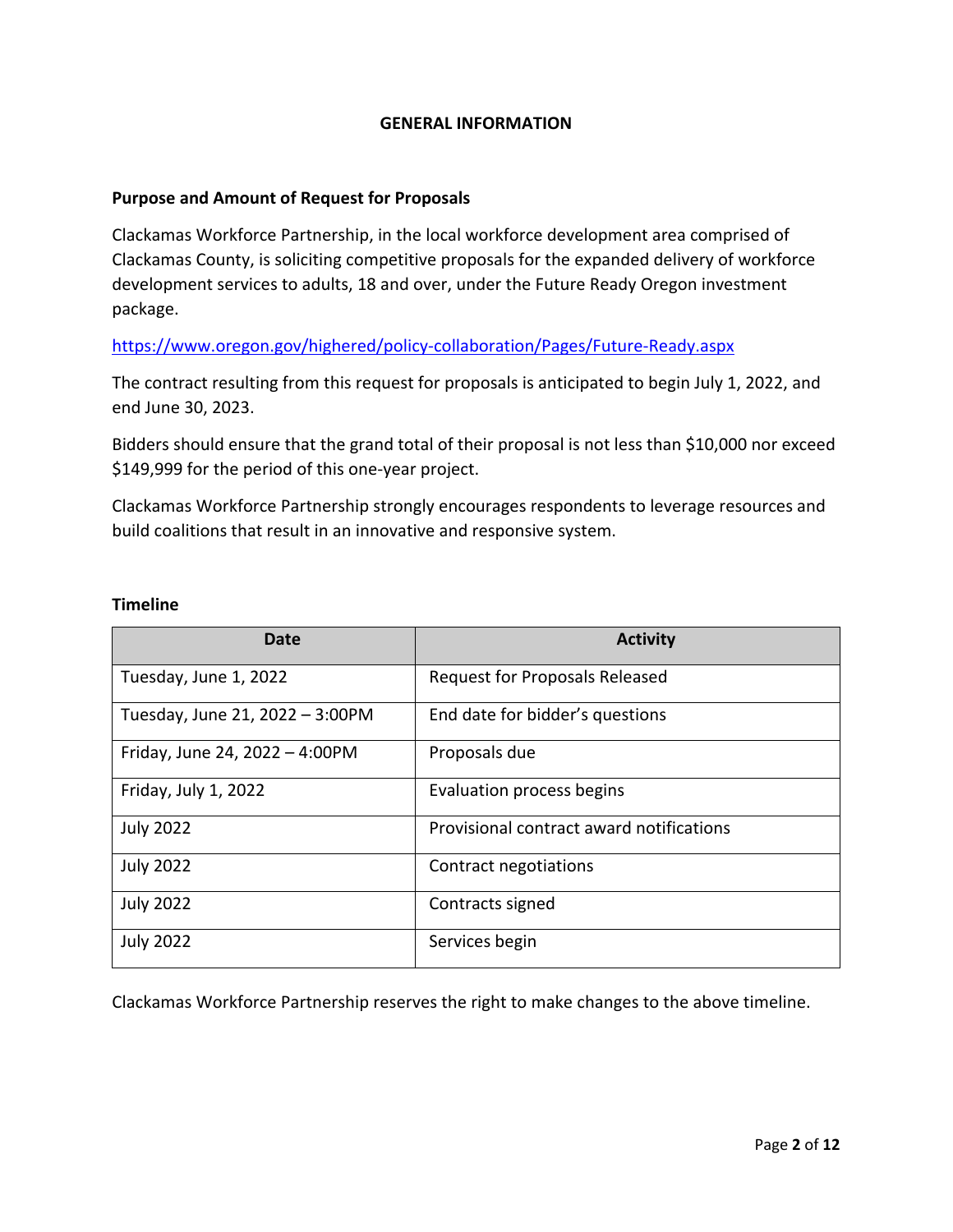# GENERAL INFORMATION

## Purpose and Amount of Request for Proposals

Clackamas Workforce Partnership, in the local workforce development area comprised of Clackamas County, is soliciting competitive proposals for the expanded delivery of workforce development services to adults, 18 and over, under the Future Ready Oregon investment package.

https://www.oregon.gov/highered/policy-collaboration/Pages/Future-Ready.aspx

The contract resulting from this request for proposals is anticipated to begin July 1, 2022, and end June 30, 2023.

Bidders should ensure that the grand total of their proposal is not less than $10,000 nor exceed $149,999 for the period of this one-year project.

Clackamas Workforce Partnership strongly encourages respondents to leverage resources and build coalitions that result in an innovative and responsive system.

## Timeline

| Date | Activity |
|---|---|
| Tuesday, June 1, 2022 | Request for Proposals Released |
| Tuesday, June 21, 2022 – 3:00PM | End date for bidder's questions |
| Friday, June 24, 2022 – 4:00PM | Proposals due |
| Friday, July 1, 2022 | Evaluation process begins |
| July 2022 | Provisional contract award notifications |
| July 2022 | Contract negotiations |
| July 2022 | Contracts signed |
| July 2022 | Services begin |

Clackamas Workforce Partnership reserves the right to make changes to the above timeline.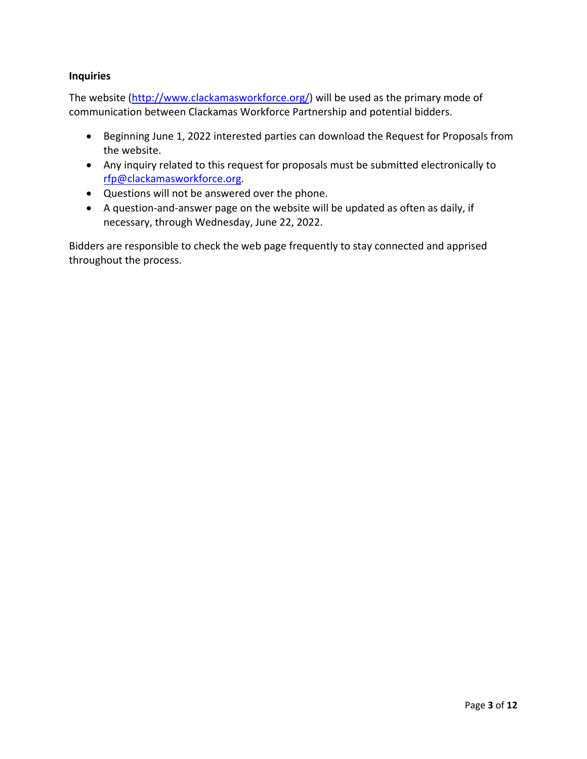### Inquiries

The website ([http://www.clackamasworkforce.org/](http://www.clackamasworkforce.org/)) will be used as the primary mode of communication between Clackamas Workforce Partnership and potential bidders.

- Beginning June 1, 2022 interested parties can download the Request for Proposals from the website.
- Any inquiry related to this request for proposals must be submitted electronically to [rfp@clackamasworkforce.org](mailto:rfp@clackamasworkforce.org).
- Questions will not be answered over the phone.
- A question-and-answer page on the website will be updated as often as daily, if necessary, through Wednesday, June 22, 2022.

Bidders are responsible to check the web page frequently to stay connected and apprised throughout the process.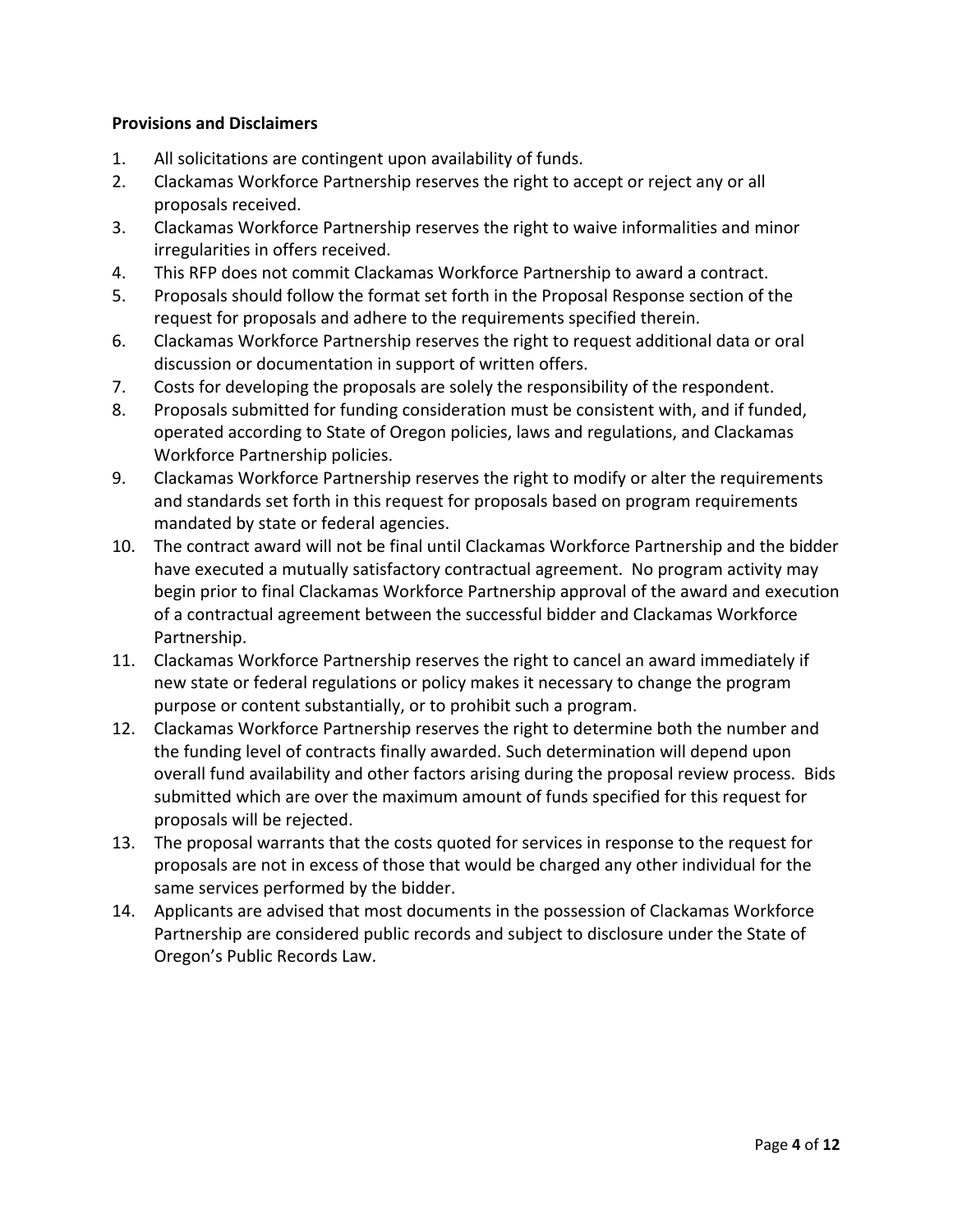**Provisions and Disclaimers**

1. All solicitations are contingent upon availability of funds.
2. Clackamas Workforce Partnership reserves the right to accept or reject any or all proposals received.
3. Clackamas Workforce Partnership reserves the right to waive informalities and minor irregularities in offers received.
4. This RFP does not commit Clackamas Workforce Partnership to award a contract.
5. Proposals should follow the format set forth in the Proposal Response section of the request for proposals and adhere to the requirements specified therein.
6. Clackamas Workforce Partnership reserves the right to request additional data or oral discussion or documentation in support of written offers.
7. Costs for developing the proposals are solely the responsibility of the respondent.
8. Proposals submitted for funding consideration must be consistent with, and if funded, operated according to State of Oregon policies, laws and regulations, and Clackamas Workforce Partnership policies.
9. Clackamas Workforce Partnership reserves the right to modify or alter the requirements and standards set forth in this request for proposals based on program requirements mandated by state or federal agencies.
10. The contract award will not be final until Clackamas Workforce Partnership and the bidder have executed a mutually satisfactory contractual agreement. No program activity may begin prior to final Clackamas Workforce Partnership approval of the award and execution of a contractual agreement between the successful bidder and Clackamas Workforce Partnership.
11. Clackamas Workforce Partnership reserves the right to cancel an award immediately if new state or federal regulations or policy makes it necessary to change the program purpose or content substantially, or to prohibit such a program.
12. Clackamas Workforce Partnership reserves the right to determine both the number and the funding level of contracts finally awarded. Such determination will depend upon overall fund availability and other factors arising during the proposal review process. Bids submitted which are over the maximum amount of funds specified for this request for proposals will be rejected.
13. The proposal warrants that the costs quoted for services in response to the request for proposals are not in excess of those that would be charged any other individual for the same services performed by the bidder.
14. Applicants are advised that most documents in the possession of Clackamas Workforce Partnership are considered public records and subject to disclosure under the State of Oregon's Public Records Law.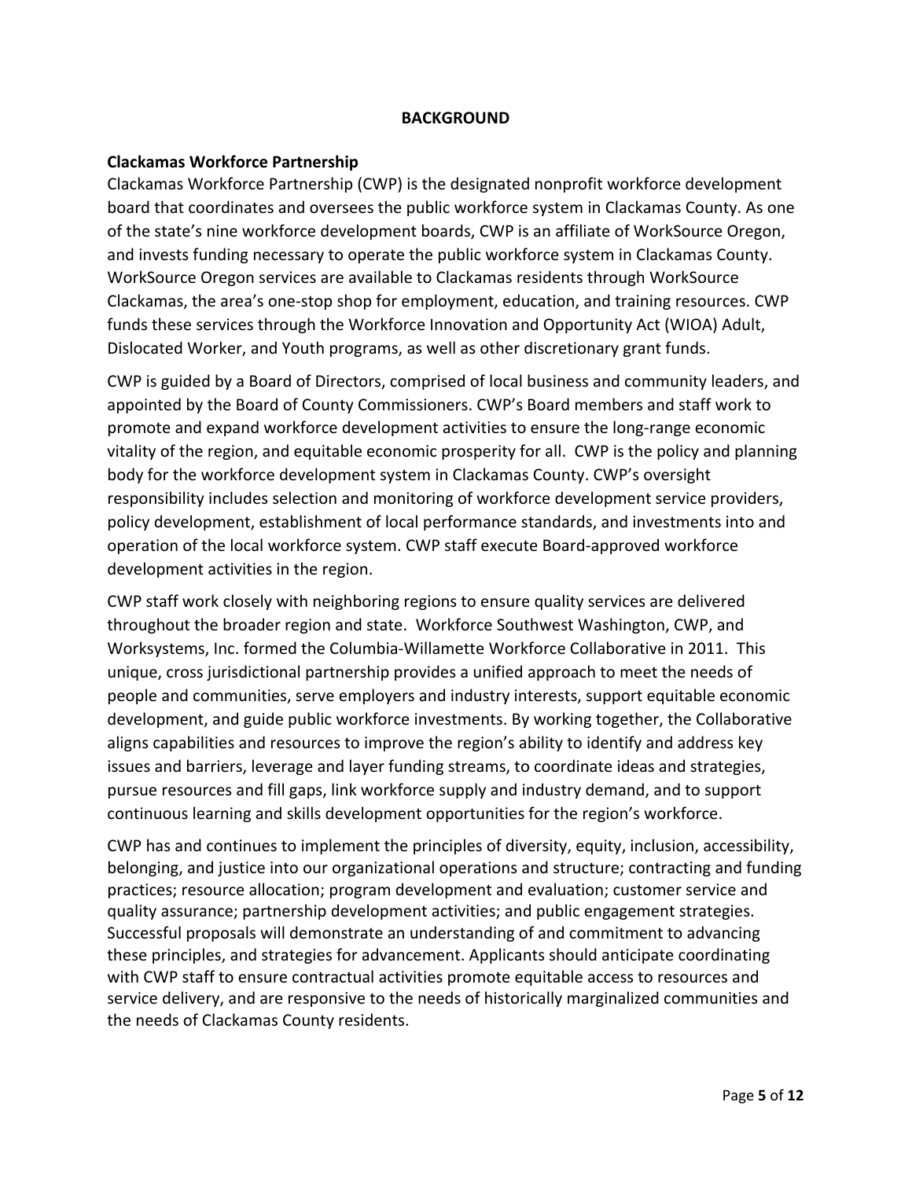## BACKGROUND

### Clackamas Workforce Partnership

Clackamas Workforce Partnership (CWP) is the designated nonprofit workforce development board that coordinates and oversees the public workforce system in Clackamas County. As one of the state's nine workforce development boards, CWP is an affiliate of WorkSource Oregon, and invests funding necessary to operate the public workforce system in Clackamas County. WorkSource Oregon services are available to Clackamas residents through WorkSource Clackamas, the area's one-stop shop for employment, education, and training resources. CWP funds these services through the Workforce Innovation and Opportunity Act (WIOA) Adult, Dislocated Worker, and Youth programs, as well as other discretionary grant funds.

CWP is guided by a Board of Directors, comprised of local business and community leaders, and appointed by the Board of County Commissioners. CWP's Board members and staff work to promote and expand workforce development activities to ensure the long-range economic vitality of the region, and equitable economic prosperity for all. CWP is the policy and planning body for the workforce development system in Clackamas County. CWP's oversight responsibility includes selection and monitoring of workforce development service providers, policy development, establishment of local performance standards, and investments into and operation of the local workforce system. CWP staff execute Board-approved workforce development activities in the region.

CWP staff work closely with neighboring regions to ensure quality services are delivered throughout the broader region and state. Workforce Southwest Washington, CWP, and Worksystems, Inc. formed the Columbia-Willamette Workforce Collaborative in 2011. This unique, cross jurisdictional partnership provides a unified approach to meet the needs of people and communities, serve employers and industry interests, support equitable economic development, and guide public workforce investments. By working together, the Collaborative aligns capabilities and resources to improve the region's ability to identify and address key issues and barriers, leverage and layer funding streams, to coordinate ideas and strategies, pursue resources and fill gaps, link workforce supply and industry demand, and to support continuous learning and skills development opportunities for the region's workforce.

CWP has and continues to implement the principles of diversity, equity, inclusion, accessibility, belonging, and justice into our organizational operations and structure; contracting and funding practices; resource allocation; program development and evaluation; customer service and quality assurance; partnership development activities; and public engagement strategies. Successful proposals will demonstrate an understanding of and commitment to advancing these principles, and strategies for advancement. Applicants should anticipate coordinating with CWP staff to ensure contractual activities promote equitable access to resources and service delivery, and are responsive to the needs of historically marginalized communities and the needs of Clackamas County residents.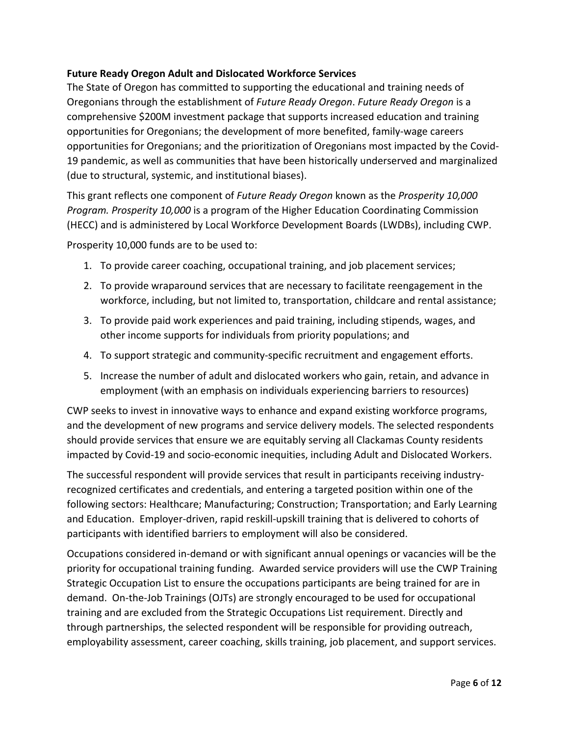**Future Ready Oregon Adult and Dislocated Workforce Services**

The State of Oregon has committed to supporting the educational and training needs of Oregonians through the establishment of *Future Ready Oregon*. *Future Ready Oregon* is a comprehensive $200M investment package that supports increased education and training opportunities for Oregonians; the development of more benefited, family-wage careers opportunities for Oregonians; and the prioritization of Oregonians most impacted by the Covid-19 pandemic, as well as communities that have been historically underserved and marginalized (due to structural, systemic, and institutional biases).

This grant reflects one component of *Future Ready Oregon* known as the *Prosperity 10,000 Program. Prosperity 10,000* is a program of the Higher Education Coordinating Commission (HECC) and is administered by Local Workforce Development Boards (LWDBs), including CWP.

Prosperity 10,000 funds are to be used to:

1. To provide career coaching, occupational training, and job placement services;
2. To provide wraparound services that are necessary to facilitate reengagement in the workforce, including, but not limited to, transportation, childcare and rental assistance;
3. To provide paid work experiences and paid training, including stipends, wages, and other income supports for individuals from priority populations; and
4. To support strategic and community-specific recruitment and engagement efforts.
5. Increase the number of adult and dislocated workers who gain, retain, and advance in employment (with an emphasis on individuals experiencing barriers to resources)

CWP seeks to invest in innovative ways to enhance and expand existing workforce programs, and the development of new programs and service delivery models. The selected respondents should provide services that ensure we are equitably serving all Clackamas County residents impacted by Covid-19 and socio-economic inequities, including Adult and Dislocated Workers.

The successful respondent will provide services that result in participants receiving industry-recognized certificates and credentials, and entering a targeted position within one of the following sectors: Healthcare; Manufacturing; Construction; Transportation; and Early Learning and Education. Employer-driven, rapid reskill-upskill training that is delivered to cohorts of participants with identified barriers to employment will also be considered.

Occupations considered in-demand or with significant annual openings or vacancies will be the priority for occupational training funding. Awarded service providers will use the CWP Training Strategic Occupation List to ensure the occupations participants are being trained for are in demand. On-the-Job Trainings (OJTs) are strongly encouraged to be used for occupational training and are excluded from the Strategic Occupations List requirement. Directly and through partnerships, the selected respondent will be responsible for providing outreach, employability assessment, career coaching, skills training, job placement, and support services.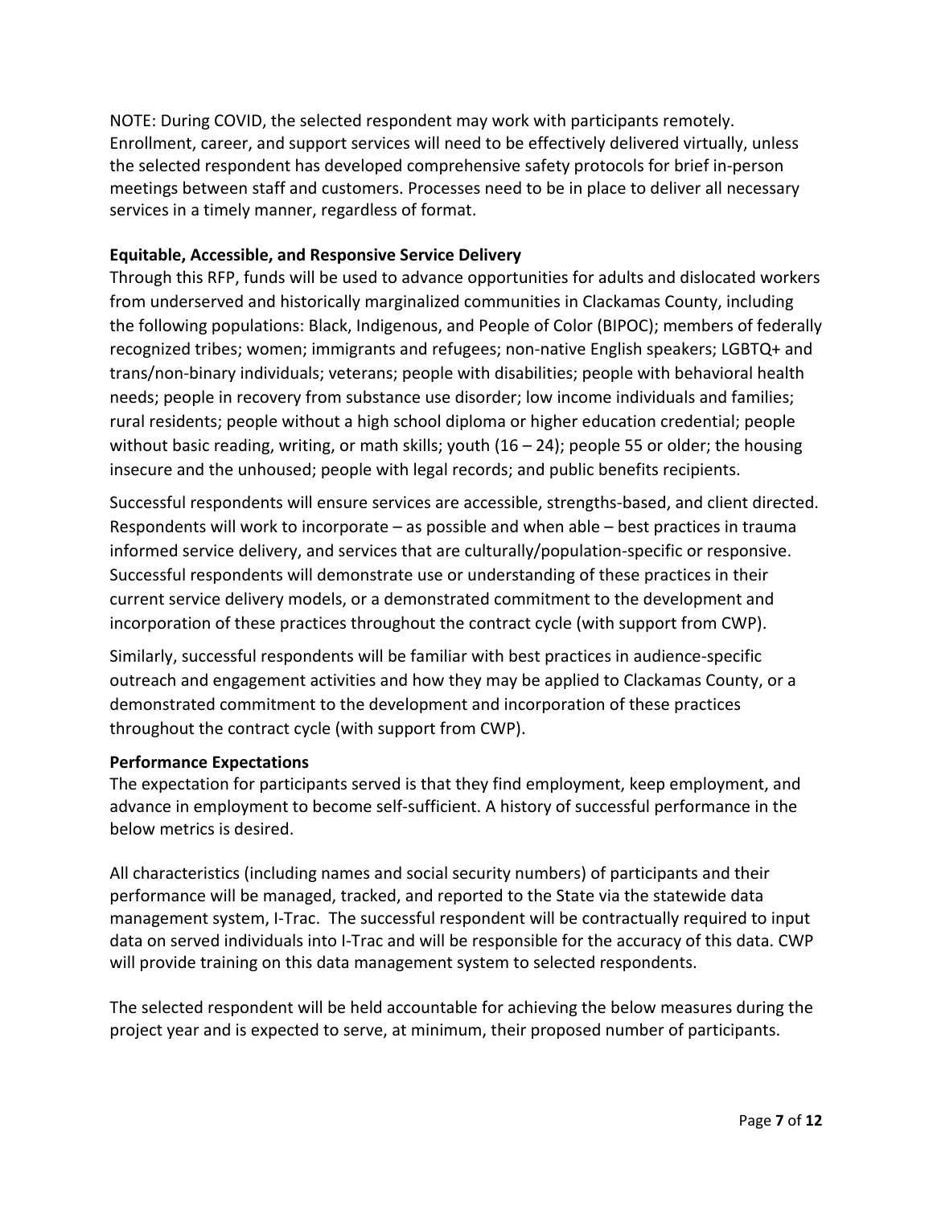NOTE: During COVID, the selected respondent may work with participants remotely. Enrollment, career, and support services will need to be effectively delivered virtually, unless the selected respondent has developed comprehensive safety protocols for brief in-person meetings between staff and customers. Processes need to be in place to deliver all necessary services in a timely manner, regardless of format.

**Equitable, Accessible, and Responsive Service Delivery**

Through this RFP, funds will be used to advance opportunities for adults and dislocated workers from underserved and historically marginalized communities in Clackamas County, including the following populations: Black, Indigenous, and People of Color (BIPOC); members of federally recognized tribes; women; immigrants and refugees; non-native English speakers; LGBTQ+ and trans/non-binary individuals; veterans; people with disabilities; people with behavioral health needs; people in recovery from substance use disorder; low income individuals and families; rural residents; people without a high school diploma or higher education credential; people without basic reading, writing, or math skills; youth (16 – 24); people 55 or older; the housing insecure and the unhoused; people with legal records; and public benefits recipients.

Successful respondents will ensure services are accessible, strengths-based, and client directed. Respondents will work to incorporate – as possible and when able – best practices in trauma informed service delivery, and services that are culturally/population-specific or responsive. Successful respondents will demonstrate use or understanding of these practices in their current service delivery models, or a demonstrated commitment to the development and incorporation of these practices throughout the contract cycle (with support from CWP).

Similarly, successful respondents will be familiar with best practices in audience-specific outreach and engagement activities and how they may be applied to Clackamas County, or a demonstrated commitment to the development and incorporation of these practices throughout the contract cycle (with support from CWP).

**Performance Expectations**

The expectation for participants served is that they find employment, keep employment, and advance in employment to become self-sufficient. A history of successful performance in the below metrics is desired.

All characteristics (including names and social security numbers) of participants and their performance will be managed, tracked, and reported to the State via the statewide data management system, I-Trac. The successful respondent will be contractually required to input data on served individuals into I-Trac and will be responsible for the accuracy of this data. CWP will provide training on this data management system to selected respondents.

The selected respondent will be held accountable for achieving the below measures during the project year and is expected to serve, at minimum, their proposed number of participants.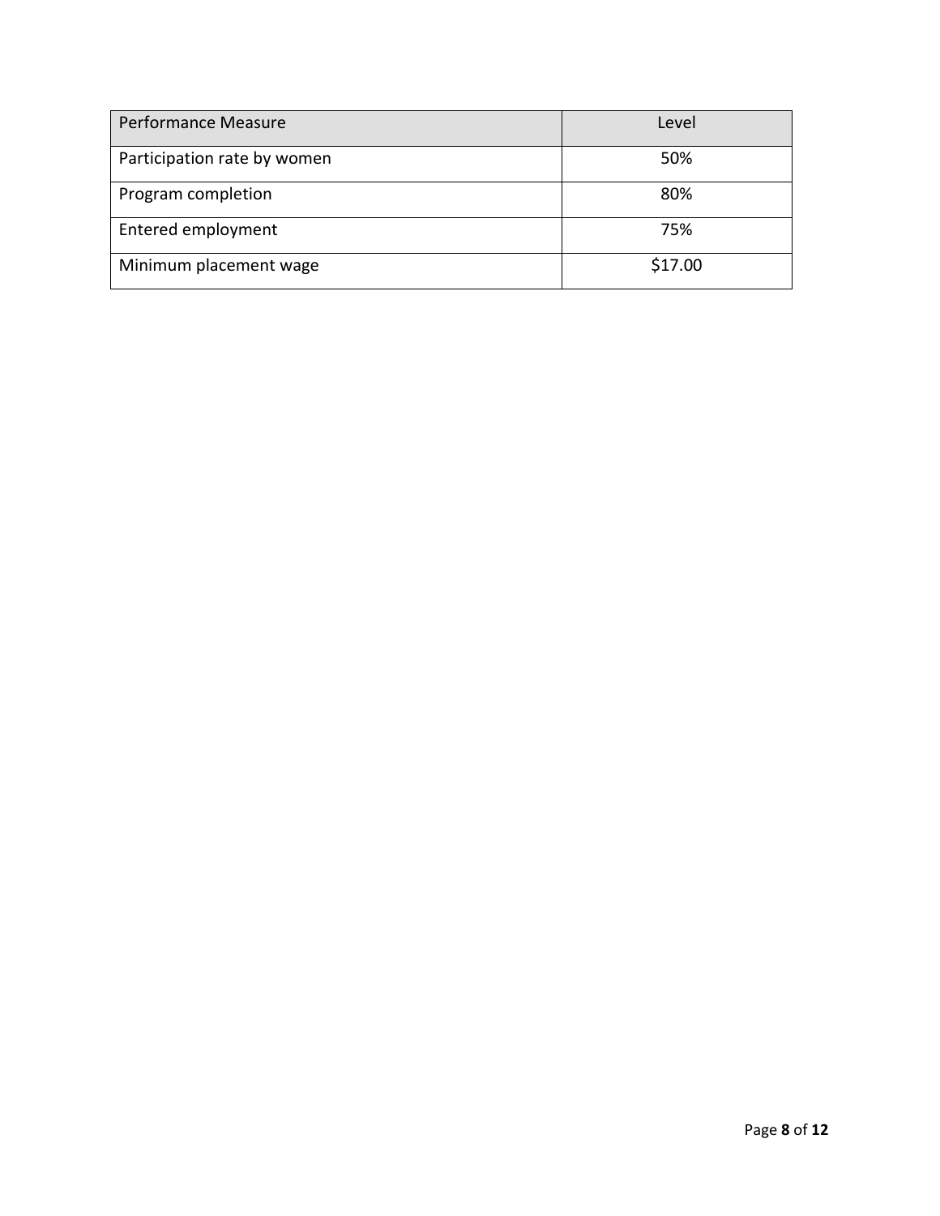| Performance Measure | Level |
| --- | --- |
| Participation rate by women | 50% |
| Program completion | 80% |
| Entered employment | 75% |
| Minimum placement wage | $17.00 |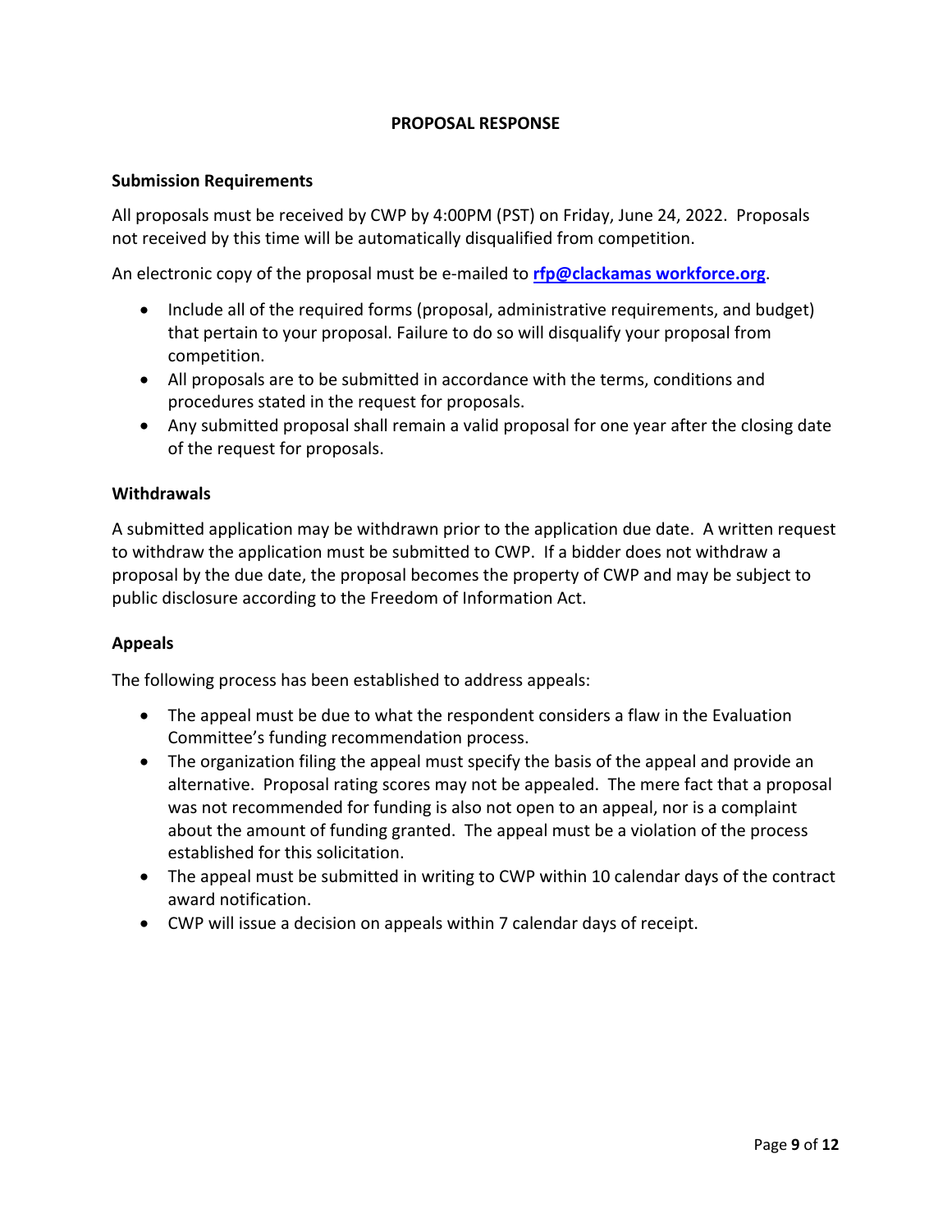## PROPOSAL RESPONSE

### Submission Requirements

All proposals must be received by CWP by 4:00PM (PST) on Friday, June 24, 2022. Proposals not received by this time will be automatically disqualified from competition.

An electronic copy of the proposal must be e-mailed to **rfp@clackamas workforce.org**.

- Include all of the required forms (proposal, administrative requirements, and budget) that pertain to your proposal. Failure to do so will disqualify your proposal from competition.
- All proposals are to be submitted in accordance with the terms, conditions and procedures stated in the request for proposals.
- Any submitted proposal shall remain a valid proposal for one year after the closing date of the request for proposals.

### Withdrawals

A submitted application may be withdrawn prior to the application due date. A written request to withdraw the application must be submitted to CWP. If a bidder does not withdraw a proposal by the due date, the proposal becomes the property of CWP and may be subject to public disclosure according to the Freedom of Information Act.

### Appeals

The following process has been established to address appeals:

- The appeal must be due to what the respondent considers a flaw in the Evaluation Committee's funding recommendation process.
- The organization filing the appeal must specify the basis of the appeal and provide an alternative. Proposal rating scores may not be appealed. The mere fact that a proposal was not recommended for funding is also not open to an appeal, nor is a complaint about the amount of funding granted. The appeal must be a violation of the process established for this solicitation.
- The appeal must be submitted in writing to CWP within 10 calendar days of the contract award notification.
- CWP will issue a decision on appeals within 7 calendar days of receipt.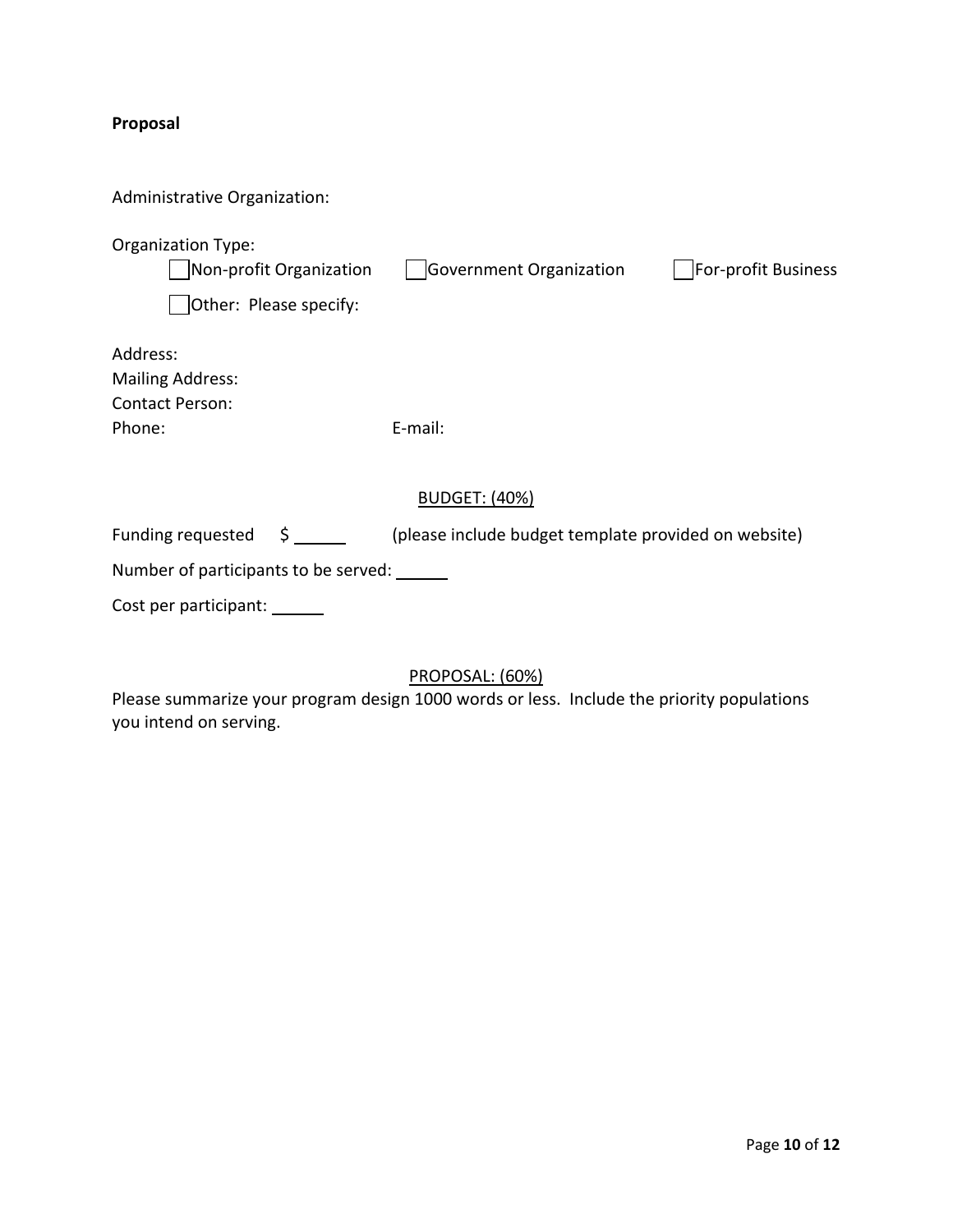**Proposal**

Administrative Organization:

Organization Type:

☐ Non-profit Organization ☐ Government Organization ☐ For-profit Business

☐ Other: Please specify:

Address:

Mailing Address:

Contact Person:

Phone: E-mail:

BUDGET: (40%)

Funding requested $ ______ (please include budget template provided on website)

Number of participants to be served: ______

Cost per participant: ______

PROPOSAL: (60%)

Please summarize your program design 1000 words or less. Include the priority populations you intend on serving.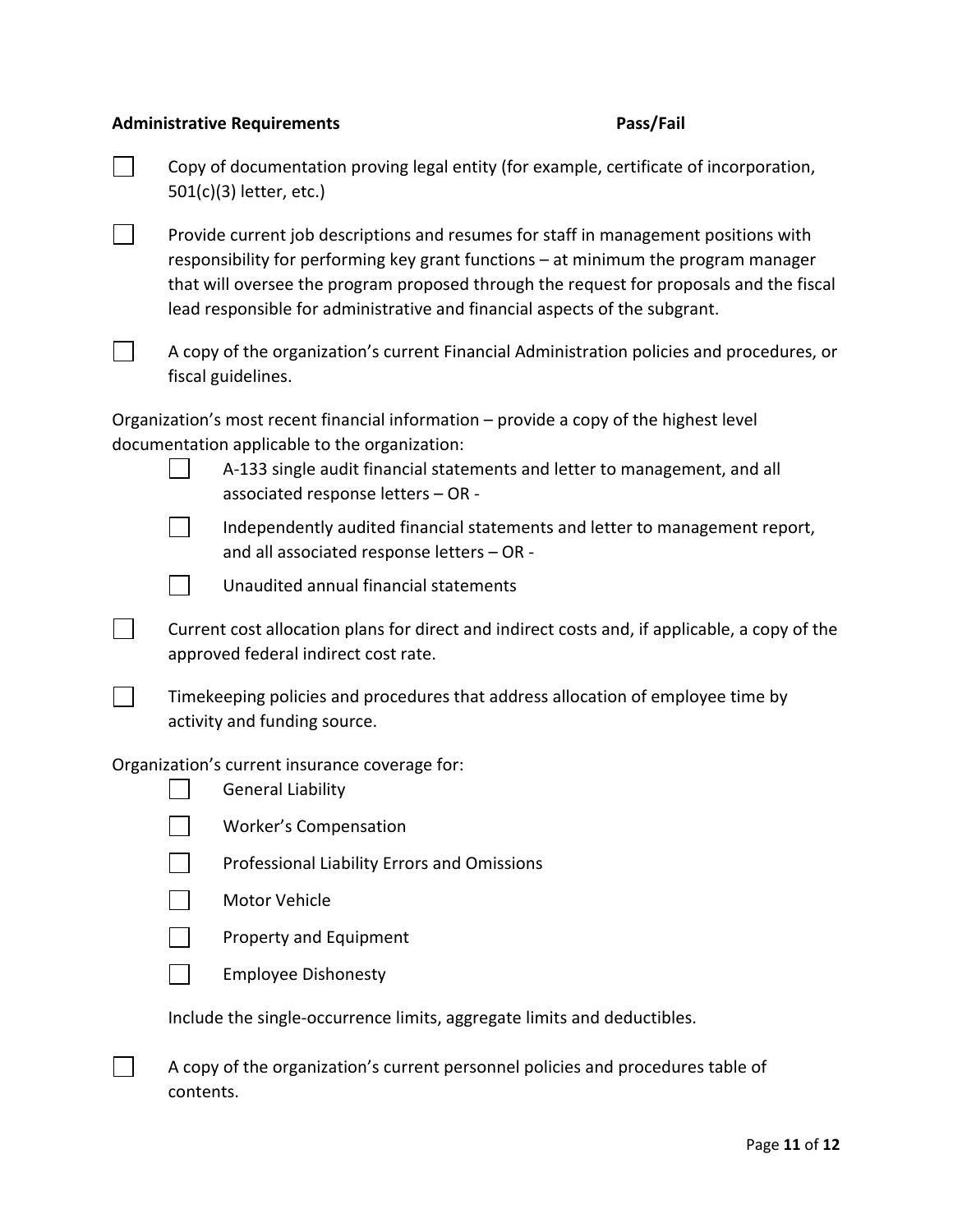**Administrative Requirements** **Pass/Fail**

- [ ] Copy of documentation proving legal entity (for example, certificate of incorporation, 501(c)(3) letter, etc.)
- [ ] Provide current job descriptions and resumes for staff in management positions with responsibility for performing key grant functions – at minimum the program manager that will oversee the program proposed through the request for proposals and the fiscal lead responsible for administrative and financial aspects of the subgrant.
- [ ] A copy of the organization's current Financial Administration policies and procedures, or fiscal guidelines.

Organization's most recent financial information – provide a copy of the highest level documentation applicable to the organization:

- [ ] A-133 single audit financial statements and letter to management, and all associated response letters – OR -
- [ ] Independently audited financial statements and letter to management report, and all associated response letters – OR -
- [ ] Unaudited annual financial statements

- [ ] Current cost allocation plans for direct and indirect costs and, if applicable, a copy of the approved federal indirect cost rate.
- [ ] Timekeeping policies and procedures that address allocation of employee time by activity and funding source.

Organization's current insurance coverage for:

- [ ] General Liability
- [ ] Worker's Compensation
- [ ] Professional Liability Errors and Omissions
- [ ] Motor Vehicle
- [ ] Property and Equipment
- [ ] Employee Dishonesty

Include the single-occurrence limits, aggregate limits and deductibles.

- [ ] A copy of the organization's current personnel policies and procedures table of contents.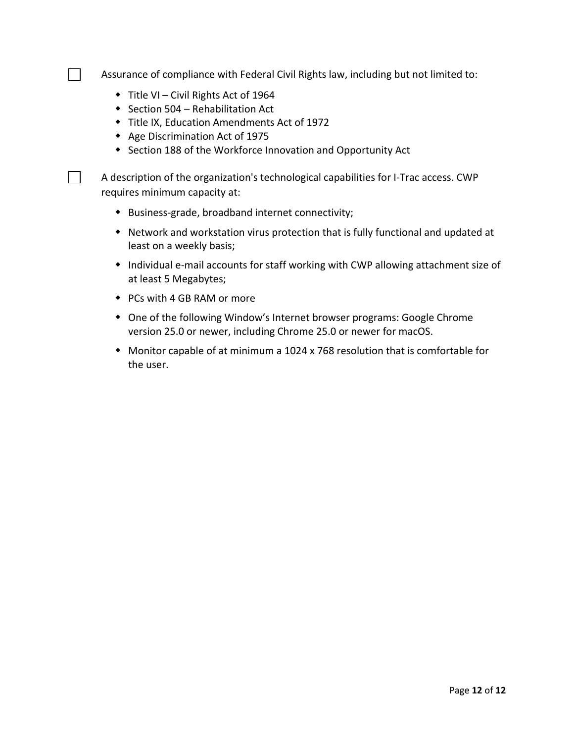- [ ] Assurance of compliance with Federal Civil Rights law, including but not limited to:

    - Title VI – Civil Rights Act of 1964
    - Section 504 – Rehabilitation Act
    - Title IX, Education Amendments Act of 1972
    - Age Discrimination Act of 1975
    - Section 188 of the Workforce Innovation and Opportunity Act

- [ ] A description of the organization's technological capabilities for I-Trac access. CWP requires minimum capacity at:

    - Business-grade, broadband internet connectivity;
    - Network and workstation virus protection that is fully functional and updated at least on a weekly basis;
    - Individual e-mail accounts for staff working with CWP allowing attachment size of at least 5 Megabytes;
    - PCs with 4 GB RAM or more
    - One of the following Window's Internet browser programs: Google Chrome version 25.0 or newer, including Chrome 25.0 or newer for macOS.
    - Monitor capable of at minimum a 1024 x 768 resolution that is comfortable for the user.